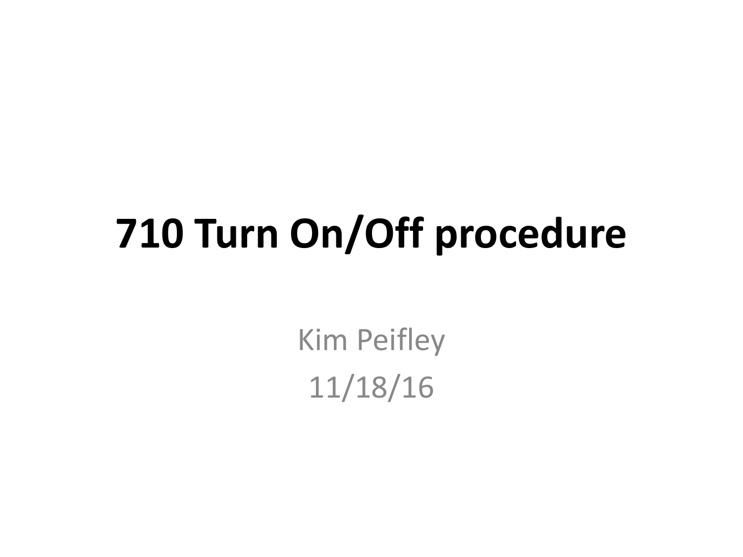# 710 Turn On/Off procedure

Kim Peifley

11/18/16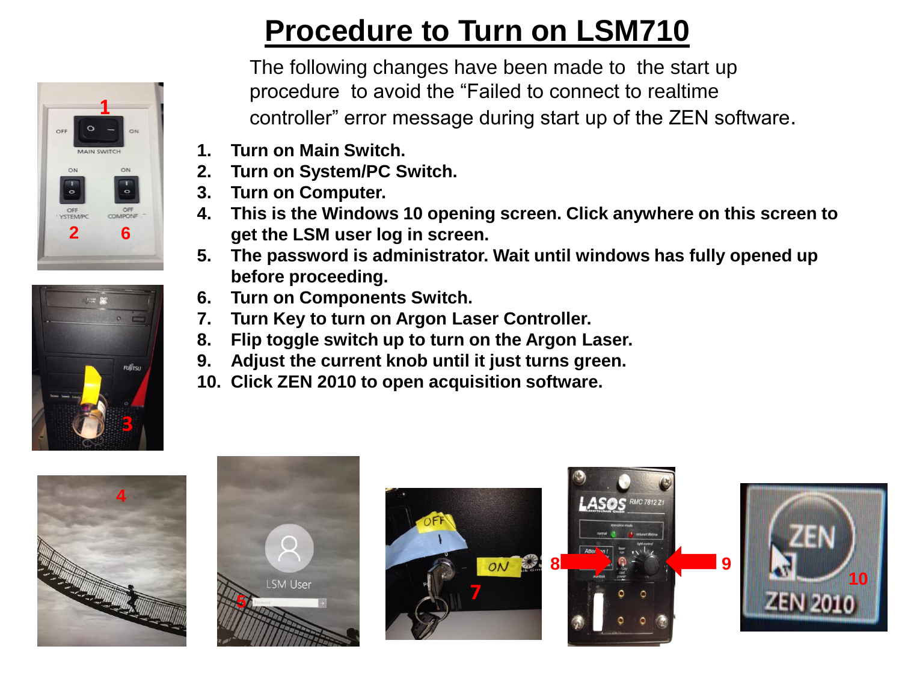# Procedure to Turn on LSM710

The following changes have been made to the start up procedure to avoid the "Failed to connect to realtime controller" error message during start up of the ZEN software.

1. **Turn on Main Switch.**
2. **Turn on System/PC Switch.**
3. **Turn on Computer.**
4. **This is the Windows 10 opening screen. Click anywhere on this screen to get the LSM user log in screen.**
5. **The password is administrator. Wait until windows has fully opened up before proceeding.**
6. **Turn on Components Switch.**
7. **Turn Key to turn on Argon Laser Controller.**
8. **Flip toggle switch up to turn on the Argon Laser.**
9. **Adjust the current knob until it just turns green.**
10. **Click ZEN 2010 to open acquisition software.**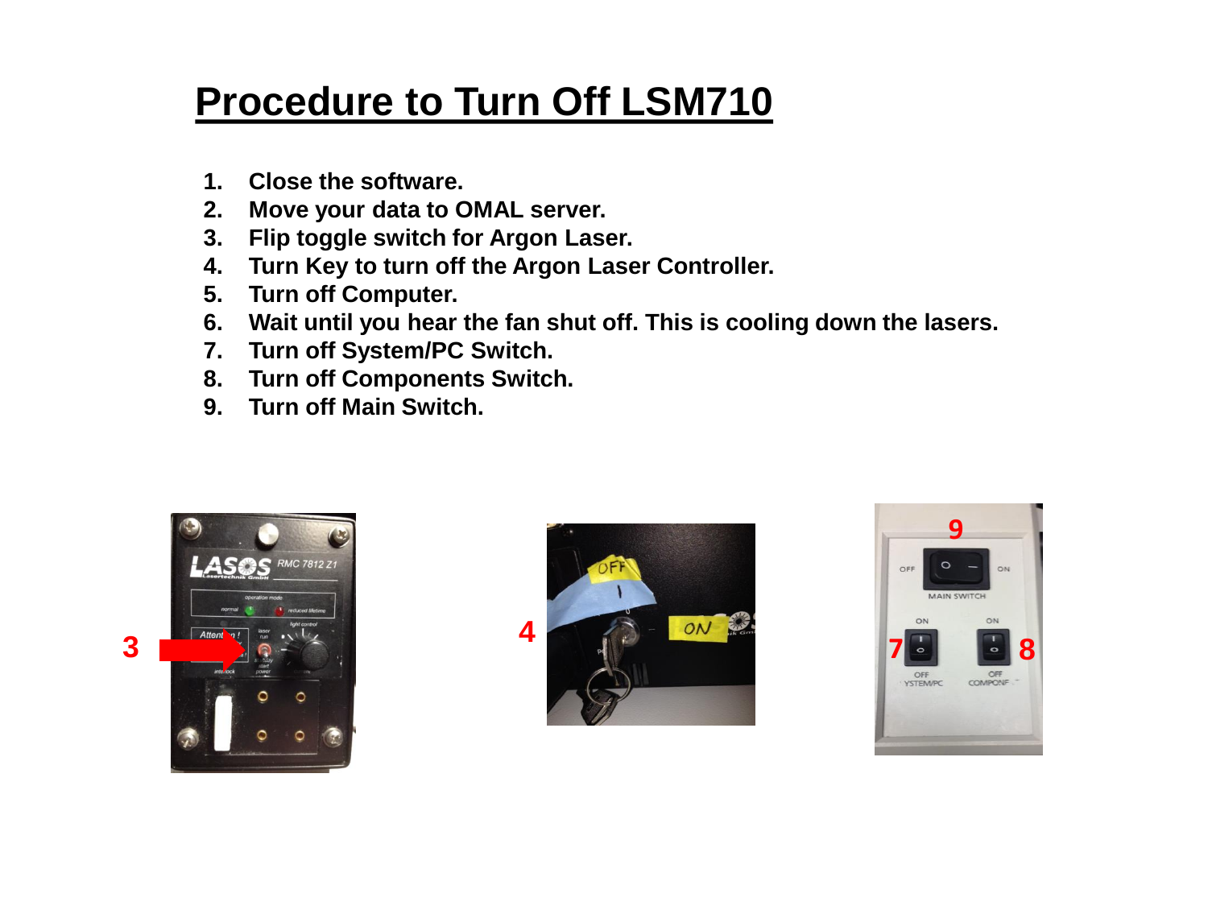# Procedure to Turn Off LSM710

1. Close the software.
2. Move your data to OMAL server.
3. Flip toggle switch for Argon Laser.
4. Turn Key to turn off the Argon Laser Controller.
5. Turn off Computer.
6. Wait until you hear the fan shut off. This is cooling down the lasers.
7. Turn off System/PC Switch.
8. Turn off Components Switch.
9. Turn off Main Switch.